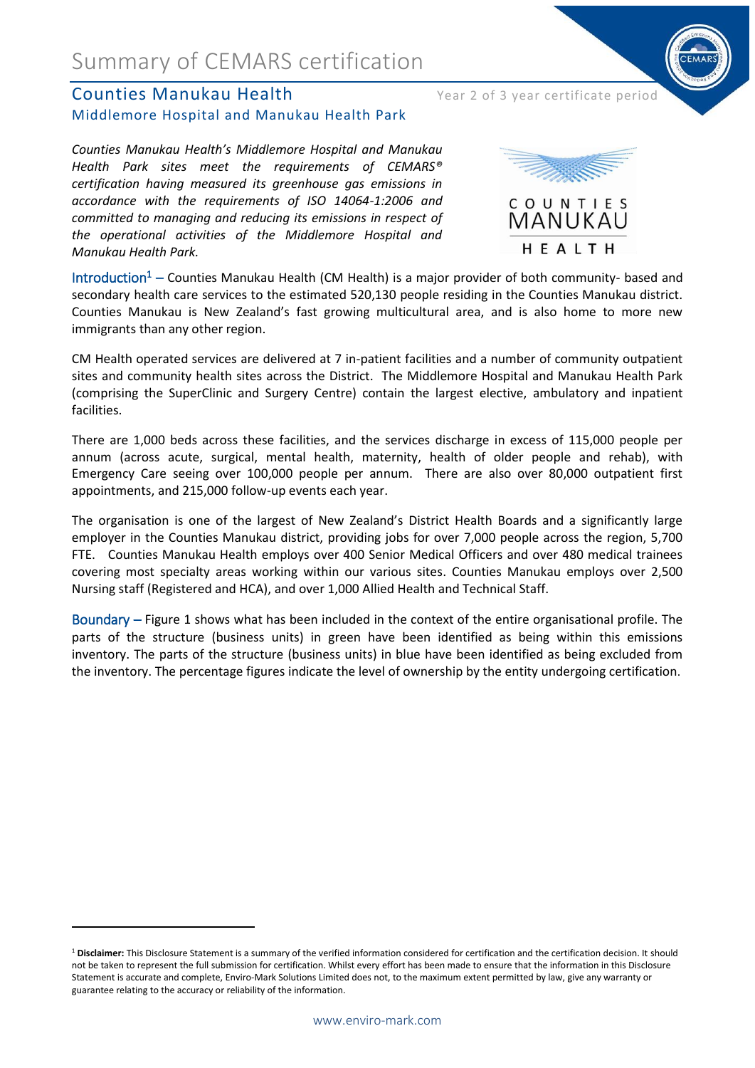# Summary of CEMARS certification

## Counties Manukau Health

Year 2 of 3 year certificate period

### Middlemore Hospital and Manukau Health Park

*Counties Manukau Health's Middlemore Hospital and Manukau Health Park sites meet the requirements of CEMARS® certification having measured its greenhouse gas emissions in accordance with the requirements of ISO 14064-1:2006 and committed to managing and reducing its emissions in respect of the operational activities of the Middlemore Hospital and Manukau Health Park.*

COUNTIES MANUKAU HEALTH

**Introduction[1] –** Counties Manukau Health (CM Health) is a major provider of both community- based and secondary health care services to the estimated 520,130 people residing in the Counties Manukau district. Counties Manukau is New Zealand's fast growing multicultural area, and is also home to more new immigrants than any other region.

CM Health operated services are delivered at 7 in-patient facilities and a number of community outpatient sites and community health sites across the District. The Middlemore Hospital and Manukau Health Park (comprising the SuperClinic and Surgery Centre) contain the largest elective, ambulatory and inpatient facilities.

There are 1,000 beds across these facilities, and the services discharge in excess of 115,000 people per annum (across acute, surgical, mental health, maternity, health of older people and rehab), with Emergency Care seeing over 100,000 people per annum. There are also over 80,000 outpatient first appointments, and 215,000 follow-up events each year.

The organisation is one of the largest of New Zealand's District Health Boards and a significantly large employer in the Counties Manukau district, providing jobs for over 7,000 people across the region, 5,700 FTE. Counties Manukau Health employs over 400 Senior Medical Officers and over 480 medical trainees covering most specialty areas working within our various sites. Counties Manukau employs over 2,500 Nursing staff (Registered and HCA), and over 1,000 Allied Health and Technical Staff.

**Boundary –** Figure 1 shows what has been included in the context of the entire organisational profile. The parts of the structure (business units) in green have been identified as being within this emissions inventory. The parts of the structure (business units) in blue have been identified as being excluded from the inventory. The percentage figures indicate the level of ownership by the entity undergoing certification.

[1] **Disclaimer:** This Disclosure Statement is a summary of the verified information considered for certification and the certification decision. It should not be taken to represent the full submission for certification. Whilst every effort has been made to ensure that the information in this Disclosure Statement is accurate and complete, Enviro-Mark Solutions Limited does not, to the maximum extent permitted by law, give any warranty or guarantee relating to the accuracy or reliability of the information.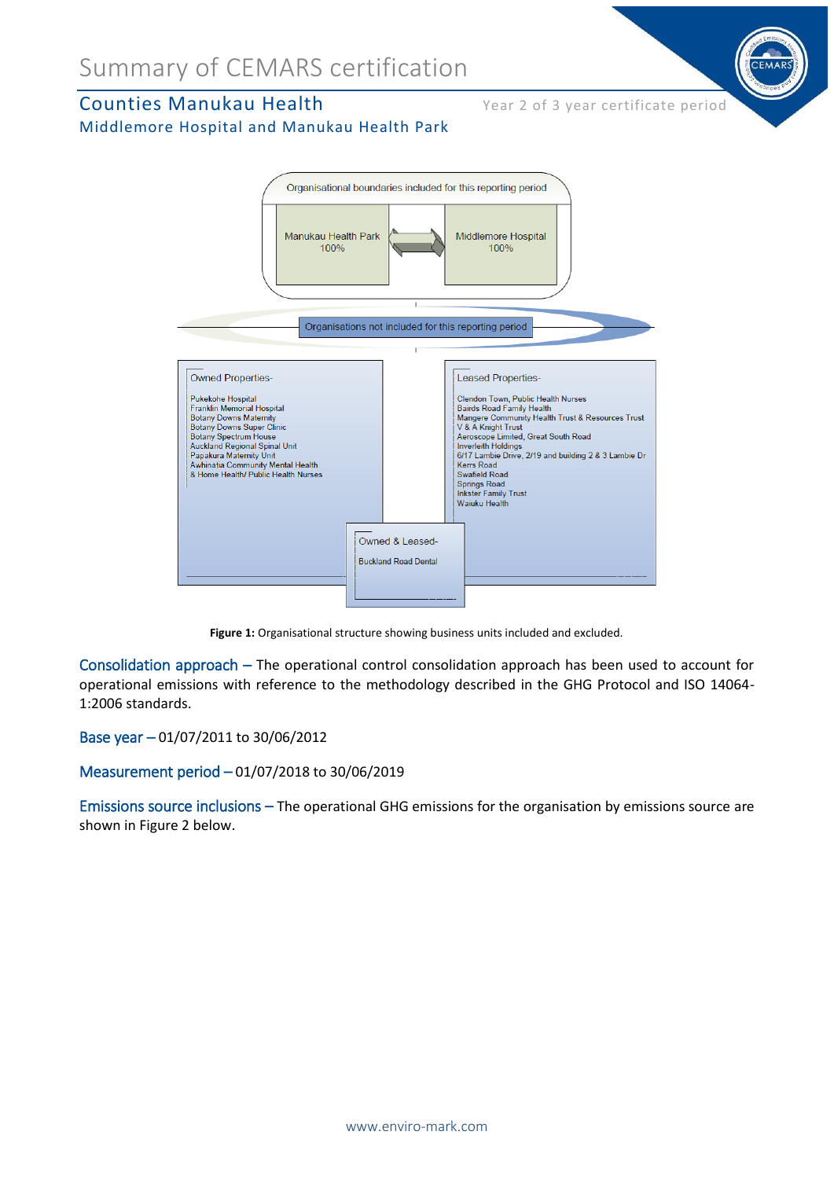# Summary of CEMARS certification

## Counties Manukau Health

Year 2 of 3 year certificate period

### Middlemore Hospital and Manukau Health Park

Organisational boundaries included for this reporting period

- Manukau Health Park 100%
- Middlemore Hospital 100%

Organisations not included for this reporting period

**Owned Properties-**

- Pukekohe Hospital
- Franklin Memorial Hospital
- Botany Downs Maternity
- Botany Downs Super Clinic
- Botany Spectrum House
- Auckland Regional Spinal Unit
- Papakura Maternity Unit
- Awhinatia Community Mental Health
- & Home Health/ Public Health Nurses

**Leased Properties-**

- Clendon Town, Public Health Nurses
- Bairds Road Family Health
- Mangere Community Health Trust & Resources Trust
- V & A Knight Trust
- Aeroscope Limited, Great South Road
- Inverleith Holdings
- 6/17 Lambie Drive, 2/19 and building 2 & 3 Lambie Dr
- Kerrs Road
- Swafield Road
- Springs Road
- Inkster Family Trust
- Waiuku Health

**Owned & Leased-**

- Buckland Road Dental

**Figure 1:** Organisational structure showing business units included and excluded.

**Consolidation approach –** The operational control consolidation approach has been used to account for operational emissions with reference to the methodology described in the GHG Protocol and ISO 14064-1:2006 standards.

**Base year –** 01/07/2011 to 30/06/2012

**Measurement period –** 01/07/2018 to 30/06/2019

**Emissions source inclusions –** The operational GHG emissions for the organisation by emissions source are shown in Figure 2 below.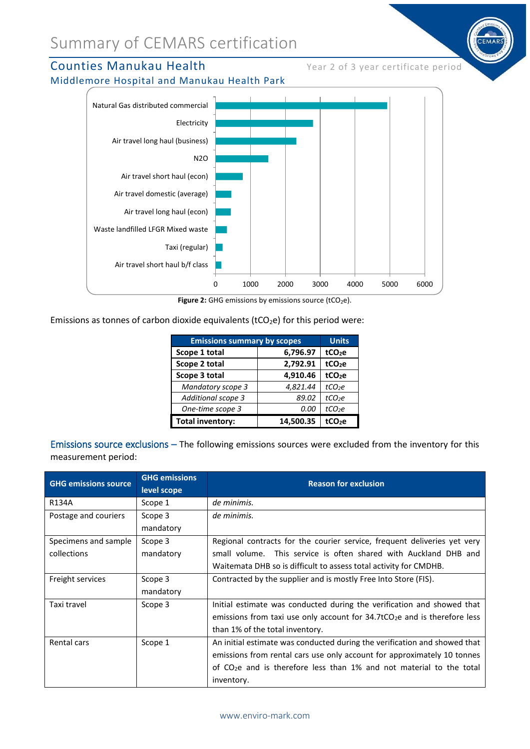# Summary of CEMARS certification

## Counties Manukau Health

Year 2 of 3 year certificate period

### Middlemore Hospital and Manukau Health Park

**Figure 2:** GHG emissions by emissions source ($tCO_2e$).

Emissions as tonnes of carbon dioxide equivalents ($tCO_2e$) for this period were:

| Emissions summary by scopes | | Units |
|---|---|---|
| **Scope 1 total** | **6,796.97** | **$tCO_2e$** |
| **Scope 2 total** | **2,792.91** | **$tCO_2e$** |
| **Scope 3 total** | **4,910.46** | **$tCO_2e$** |
| *Mandatory scope 3* | *4,821.44* | *$tCO_2e$* |
| *Additional scope 3* | *89.02* | *$tCO_2e$* |
| *One-time scope 3* | *0.00* | *$tCO_2e$* |
| **Total inventory:** | **14,500.35** | **$tCO_2e$** |

Emissions source exclusions – The following emissions sources were excluded from the inventory for this measurement period:

| GHG emissions source | GHG emissions level scope | Reason for exclusion |
|---|---|---|
| R134A | Scope 1 | *de minimis.* |
| Postage and couriers | Scope 3 mandatory | *de minimis.* |
| Specimens and sample collections | Scope 3 mandatory | Regional contracts for the courier service, frequent deliveries yet very small volume. This service is often shared with Auckland DHB and Waitemata DHB so is difficult to assess total activity for CMDHB. |
| Freight services | Scope 3 mandatory | Contracted by the supplier and is mostly Free Into Store (FIS). |
| Taxi travel | Scope 3 | Initial estimate was conducted during the verification and showed that emissions from taxi use only account for 34.7$tCO_2e$ and is therefore less than 1% of the total inventory. |
| Rental cars | Scope 1 | An initial estimate was conducted during the verification and showed that emissions from rental cars use only account for approximately 10 tonnes of $CO_2e$ and is therefore less than 1% and not material to the total inventory. |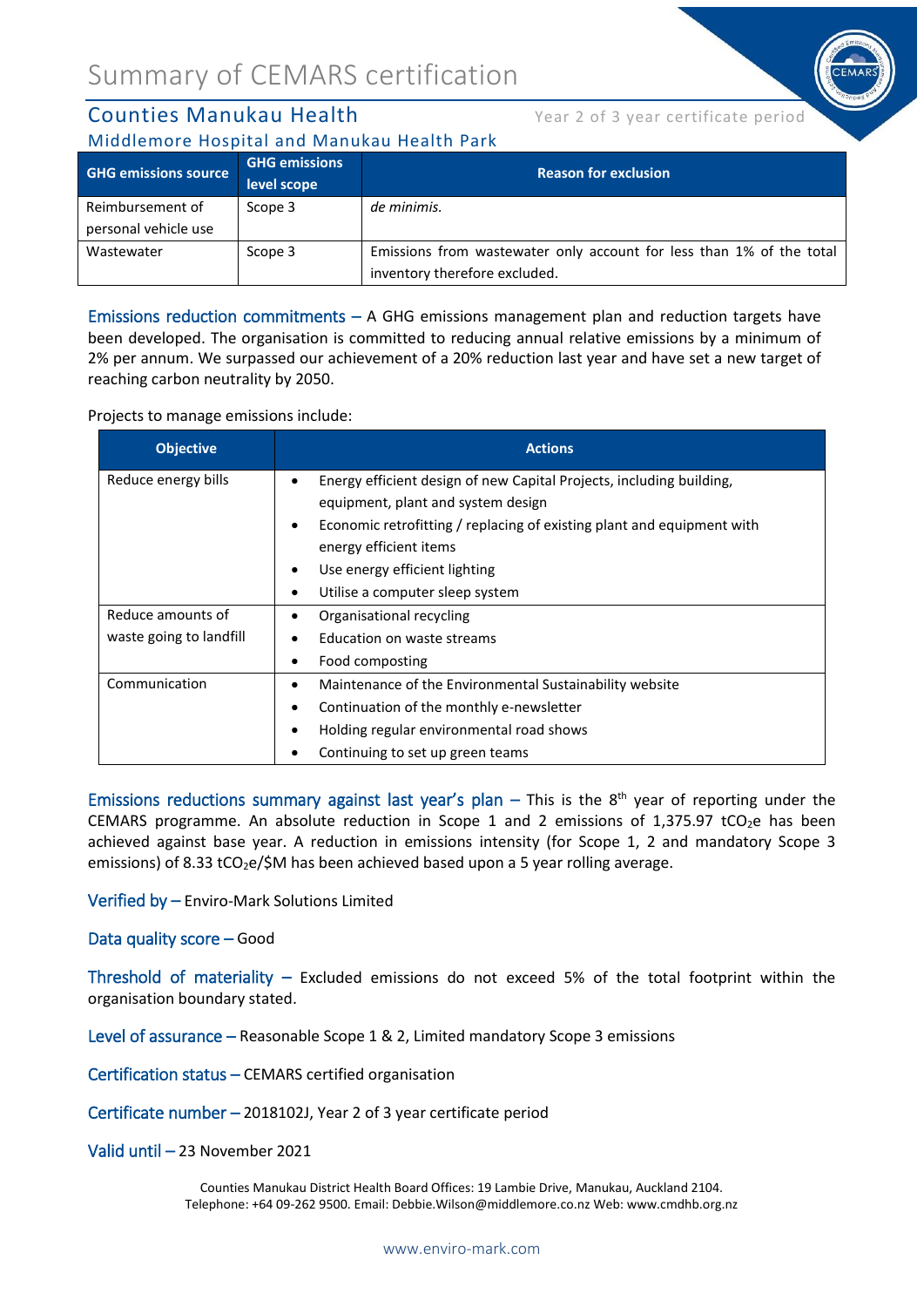# Summary of CEMARS certification

## Counties Manukau Health

Year 2 of 3 year certificate period

### Middlemore Hospital and Manukau Health Park

| GHG emissions source | GHG emissions level scope | Reason for exclusion |
|---|---|---|
| Reimbursement of personal vehicle use | Scope 3 | *de minimis.* |
| Wastewater | Scope 3 | Emissions from wastewater only account for less than 1% of the total inventory therefore excluded. |

**Emissions reduction commitments –** A GHG emissions management plan and reduction targets have been developed. The organisation is committed to reducing annual relative emissions by a minimum of 2% per annum. We surpassed our achievement of a 20% reduction last year and have set a new target of reaching carbon neutrality by 2050.

Projects to manage emissions include:

| Objective | Actions |
|---|---|
| Reduce energy bills | • Energy efficient design of new Capital Projects, including building, equipment, plant and system design<br>• Economic retrofitting / replacing of existing plant and equipment with energy efficient items<br>• Use energy efficient lighting<br>• Utilise a computer sleep system |
| Reduce amounts of waste going to landfill | • Organisational recycling<br>• Education on waste streams<br>• Food composting |
| Communication | • Maintenance of the Environmental Sustainability website<br>• Continuation of the monthly e-newsletter<br>• Holding regular environmental road shows<br>• Continuing to set up green teams |

**Emissions reductions summary against last year's plan –** This is the 8th year of reporting under the CEMARS programme. An absolute reduction in Scope 1 and 2 emissions of 1,375.97 $tCO_2e$ has been achieved against base year. A reduction in emissions intensity (for Scope 1, 2 and mandatory Scope 3 emissions) of 8.33 $tCO_2e$/\$M has been achieved based upon a 5 year rolling average.

**Verified by –** Enviro-Mark Solutions Limited

**Data quality score –** Good

**Threshold of materiality –** Excluded emissions do not exceed 5% of the total footprint within the organisation boundary stated.

**Level of assurance –** Reasonable Scope 1 & 2, Limited mandatory Scope 3 emissions

**Certification status –** CEMARS certified organisation

**Certificate number –** 2018102J, Year 2 of 3 year certificate period

**Valid until –** 23 November 2021

Counties Manukau District Health Board Offices: 19 Lambie Drive, Manukau, Auckland 2104.
Telephone: +64 09-262 9500. Email: Debbie.Wilson@middlemore.co.nz Web: www.cmdhb.org.nz

www.enviro-mark.com